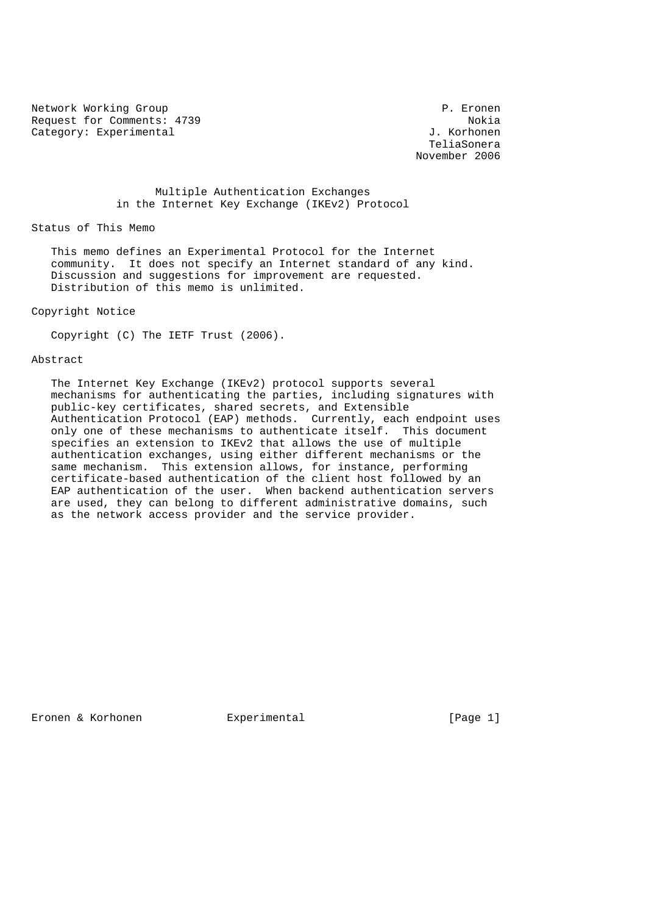Network Working Group P. Eronen
Request for Comments: 4739 Nokia
Category: Experimental J. Korhonen
TeliaSonera
November 2006

# Multiple Authentication Exchanges in the Internet Key Exchange (IKEv2) Protocol

## Status of This Memo

This memo defines an Experimental Protocol for the Internet community. It does not specify an Internet standard of any kind. Discussion and suggestions for improvement are requested. Distribution of this memo is unlimited.

## Copyright Notice

Copyright (C) The IETF Trust (2006).

## Abstract

The Internet Key Exchange (IKEv2) protocol supports several mechanisms for authenticating the parties, including signatures with public-key certificates, shared secrets, and Extensible Authentication Protocol (EAP) methods. Currently, each endpoint uses only one of these mechanisms to authenticate itself. This document specifies an extension to IKEv2 that allows the use of multiple authentication exchanges, using either different mechanisms or the same mechanism. This extension allows, for instance, performing certificate-based authentication of the client host followed by an EAP authentication of the user. When backend authentication servers are used, they can belong to different administrative domains, such as the network access provider and the service provider.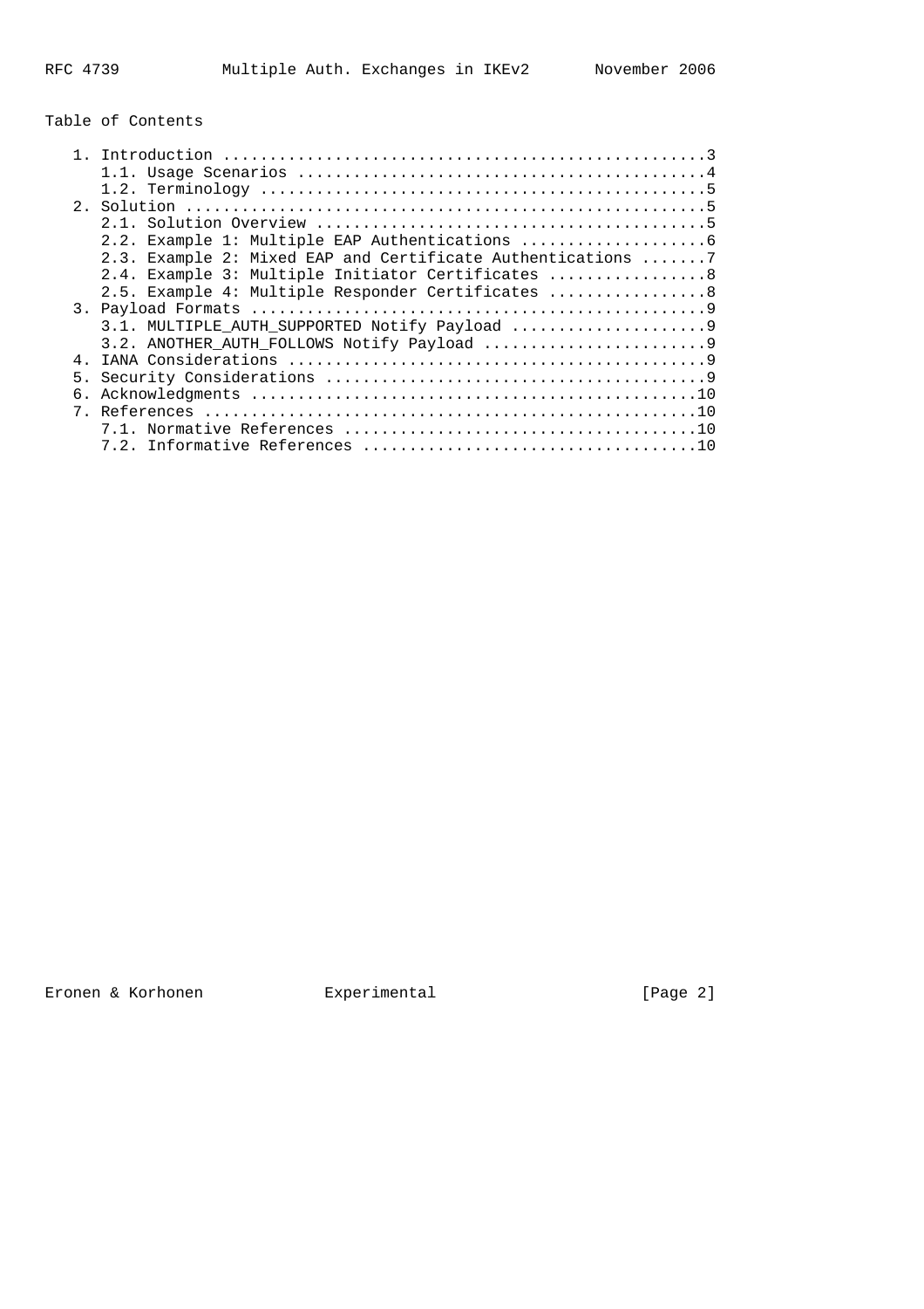## Table of Contents

```
   1. Introduction ....................................................3
      1.1. Usage Scenarios ............................................4
      1.2. Terminology ................................................5
   2. Solution ........................................................5
      2.1. Solution Overview ..........................................5
      2.2. Example 1: Multiple EAP Authentications ....................6
      2.3. Example 2: Mixed EAP and Certificate Authentications .......7
      2.4. Example 3: Multiple Initiator Certificates .................8
      2.5. Example 4: Multiple Responder Certificates .................8
   3. Payload Formats .................................................9
      3.1. MULTIPLE_AUTH_SUPPORTED Notify Payload .....................9
      3.2. ANOTHER_AUTH_FOLLOWS Notify Payload ........................9
   4. IANA Considerations .............................................9
   5. Security Considerations .........................................9
   6. Acknowledgments ................................................10
   7. References .....................................................10
      7.1. Normative References ......................................10
      7.2. Informative References ....................................10
```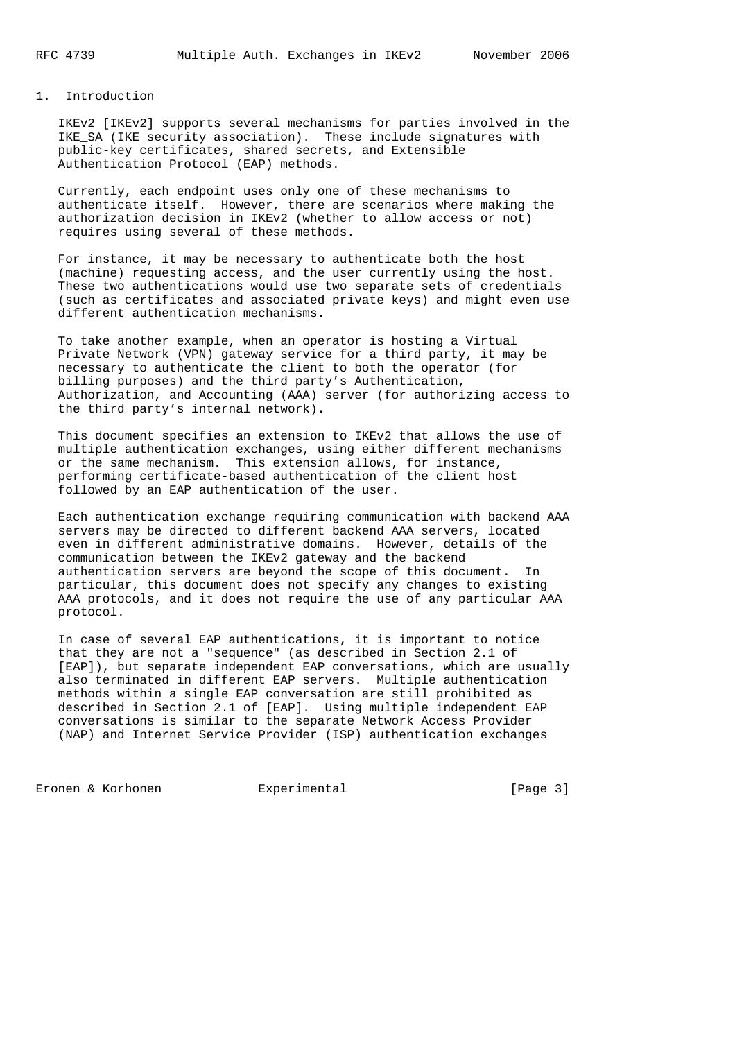# 1. Introduction

IKEv2 [IKEv2] supports several mechanisms for parties involved in the IKE_SA (IKE security association). These include signatures with public-key certificates, shared secrets, and Extensible Authentication Protocol (EAP) methods.

Currently, each endpoint uses only one of these mechanisms to authenticate itself. However, there are scenarios where making the authorization decision in IKEv2 (whether to allow access or not) requires using several of these methods.

For instance, it may be necessary to authenticate both the host (machine) requesting access, and the user currently using the host. These two authentications would use two separate sets of credentials (such as certificates and associated private keys) and might even use different authentication mechanisms.

To take another example, when an operator is hosting a Virtual Private Network (VPN) gateway service for a third party, it may be necessary to authenticate the client to both the operator (for billing purposes) and the third party's Authentication, Authorization, and Accounting (AAA) server (for authorizing access to the third party's internal network).

This document specifies an extension to IKEv2 that allows the use of multiple authentication exchanges, using either different mechanisms or the same mechanism. This extension allows, for instance, performing certificate-based authentication of the client host followed by an EAP authentication of the user.

Each authentication exchange requiring communication with backend AAA servers may be directed to different backend AAA servers, located even in different administrative domains. However, details of the communication between the IKEv2 gateway and the backend authentication servers are beyond the scope of this document. In particular, this document does not specify any changes to existing AAA protocols, and it does not require the use of any particular AAA protocol.

In case of several EAP authentications, it is important to notice that they are not a "sequence" (as described in Section 2.1 of [EAP]), but separate independent EAP conversations, which are usually also terminated in different EAP servers. Multiple authentication methods within a single EAP conversation are still prohibited as described in Section 2.1 of [EAP]. Using multiple independent EAP conversations is similar to the separate Network Access Provider (NAP) and Internet Service Provider (ISP) authentication exchanges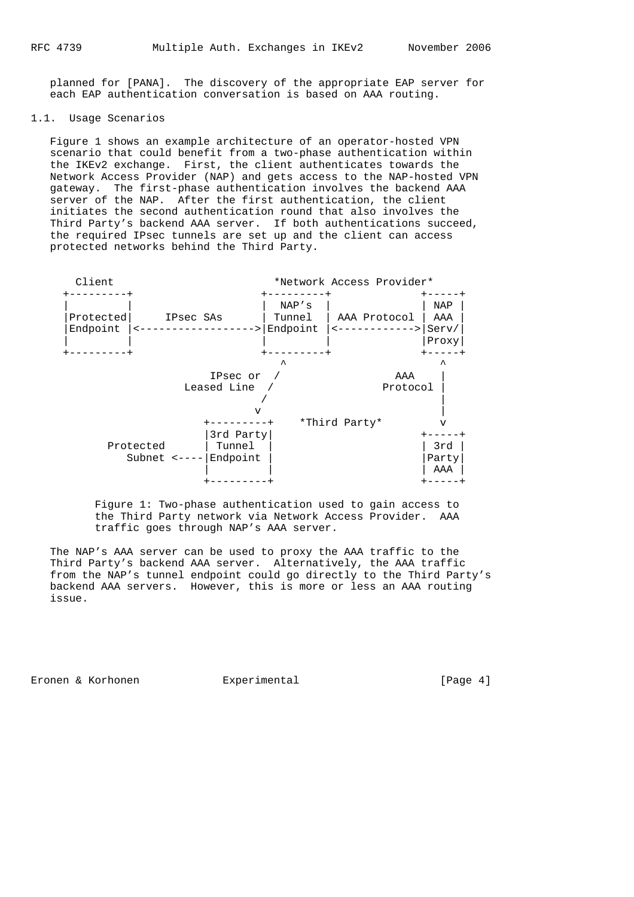planned for [PANA]. The discovery of the appropriate EAP server for each EAP authentication conversation is based on AAA routing.

### 1.1. Usage Scenarios

Figure 1 shows an example architecture of an operator-hosted VPN scenario that could benefit from a two-phase authentication within the IKEv2 exchange. First, the client authenticates towards the Network Access Provider (NAP) and gets access to the NAP-hosted VPN gateway. The first-phase authentication involves the backend AAA server of the NAP. After the first authentication, the client initiates the second authentication round that also involves the Third Party's backend AAA server. If both authentications succeed, the required IPsec tunnels are set up and the client can access protected networks behind the Third Party.

```
     Client                         *Network Access Provider*
   +---------+                    +---------+              +-----+
   |         |                    |  NAP's  |              | NAP |
   |Protected|     IPsec SAs      | Tunnel  | AAA Protocol | AAA |
   |Endpoint |<------------------>|Endpoint |<------------>|Serv/|
   |         |                    |         |              |Proxy|
   +---------+                    +---------+              +-----+
                                      ^                       ^
                            IPsec or  /                 AAA    |
                         Leased Line /              Protocol |
                                    /                         |
                                   v                          |
                          +---------+    *Third Party*        v
                          |3rd Party|                      +-----+
          Protected       | Tunnel  |                      | 3rd |
             Subnet <----|Endpoint |                      |Party|
                          |         |                      | AAA |
                          +---------+                      +-----+
```

Figure 1: Two-phase authentication used to gain access to the Third Party network via Network Access Provider. AAA traffic goes through NAP's AAA server.

The NAP's AAA server can be used to proxy the AAA traffic to the Third Party's backend AAA server. Alternatively, the AAA traffic from the NAP's tunnel endpoint could go directly to the Third Party's backend AAA servers. However, this is more or less an AAA routing issue.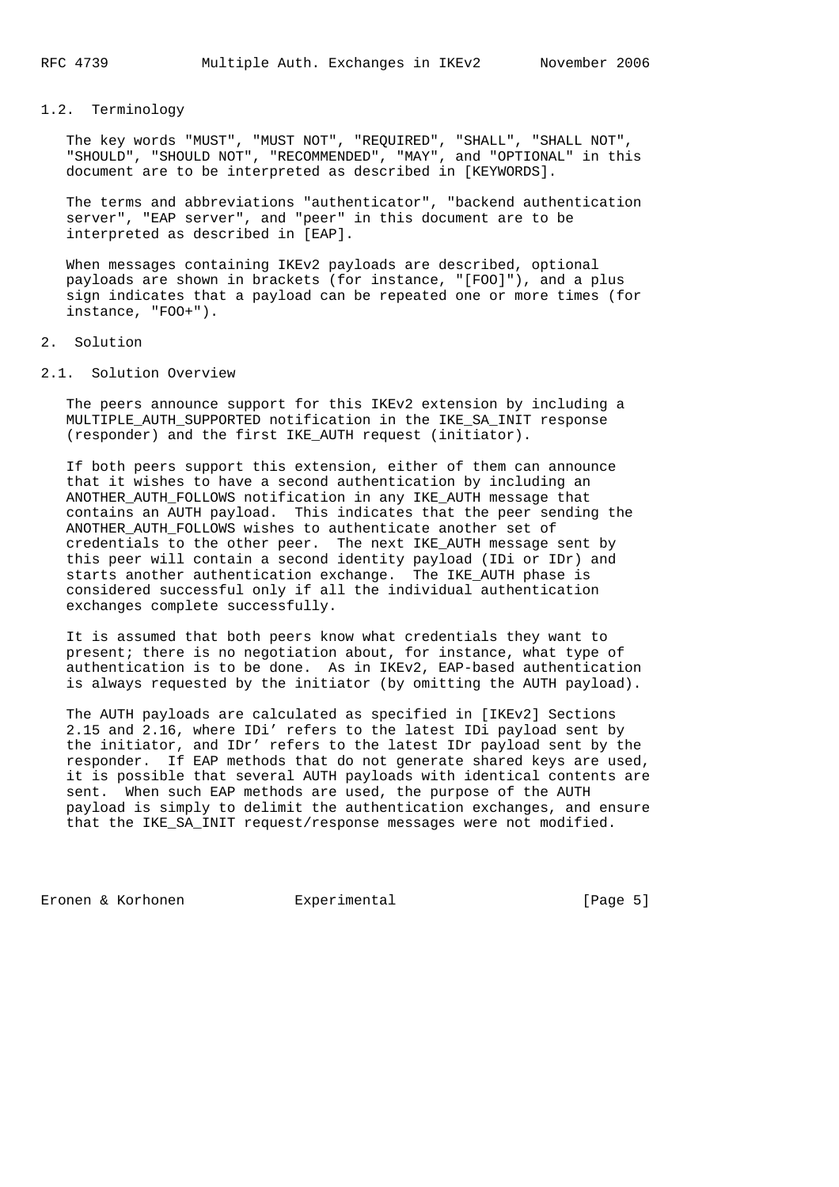### 1.2. Terminology

The key words "MUST", "MUST NOT", "REQUIRED", "SHALL", "SHALL NOT", "SHOULD", "SHOULD NOT", "RECOMMENDED", "MAY", and "OPTIONAL" in this document are to be interpreted as described in [KEYWORDS].

The terms and abbreviations "authenticator", "backend authentication server", "EAP server", and "peer" in this document are to be interpreted as described in [EAP].

When messages containing IKEv2 payloads are described, optional payloads are shown in brackets (for instance, "[FOO]"), and a plus sign indicates that a payload can be repeated one or more times (for instance, "FOO+").

## 2. Solution

### 2.1. Solution Overview

The peers announce support for this IKEv2 extension by including a MULTIPLE_AUTH_SUPPORTED notification in the IKE_SA_INIT response (responder) and the first IKE_AUTH request (initiator).

If both peers support this extension, either of them can announce that it wishes to have a second authentication by including an ANOTHER_AUTH_FOLLOWS notification in any IKE_AUTH message that contains an AUTH payload. This indicates that the peer sending the ANOTHER_AUTH_FOLLOWS wishes to authenticate another set of credentials to the other peer. The next IKE_AUTH message sent by this peer will contain a second identity payload (IDi or IDr) and starts another authentication exchange. The IKE_AUTH phase is considered successful only if all the individual authentication exchanges complete successfully.

It is assumed that both peers know what credentials they want to present; there is no negotiation about, for instance, what type of authentication is to be done. As in IKEv2, EAP-based authentication is always requested by the initiator (by omitting the AUTH payload).

The AUTH payloads are calculated as specified in [IKEv2] Sections 2.15 and 2.16, where IDi' refers to the latest IDi payload sent by the initiator, and IDr' refers to the latest IDr payload sent by the responder. If EAP methods that do not generate shared keys are used, it is possible that several AUTH payloads with identical contents are sent. When such EAP methods are used, the purpose of the AUTH payload is simply to delimit the authentication exchanges, and ensure that the IKE_SA_INIT request/response messages were not modified.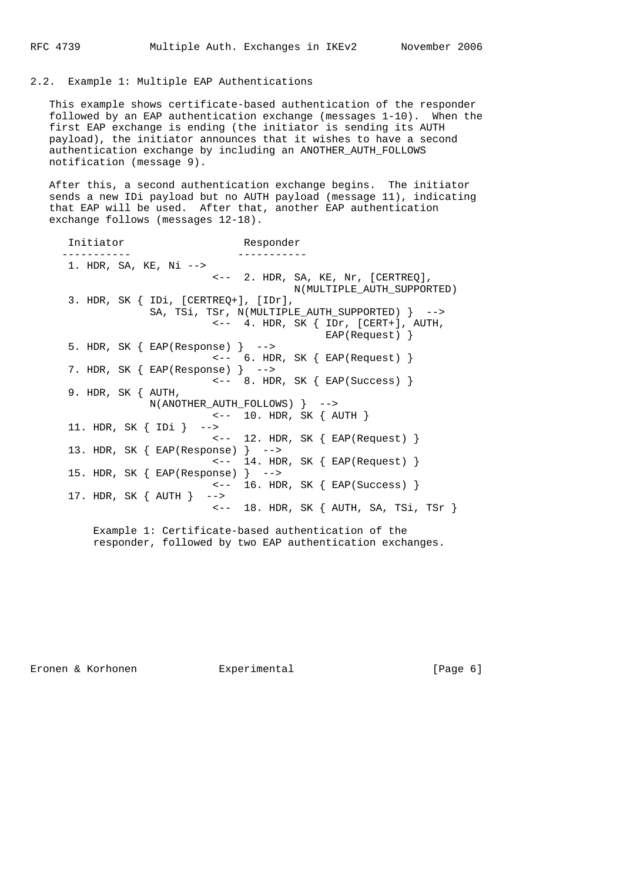## 2.2. Example 1: Multiple EAP Authentications

This example shows certificate-based authentication of the responder followed by an EAP authentication exchange (messages 1-10). When the first EAP exchange is ending (the initiator is sending its AUTH payload), the initiator announces that it wishes to have a second authentication exchange by including an ANOTHER_AUTH_FOLLOWS notification (message 9).

After this, a second authentication exchange begins. The initiator sends a new IDi payload but no AUTH payload (message 11), indicating that EAP will be used. After that, another EAP authentication exchange follows (messages 12-18).

```
   Initiator                   Responder
  -----------                 -----------
   1. HDR, SA, KE, Ni -->
                          <--  2. HDR, SA, KE, Nr, [CERTREQ],
                                    N(MULTIPLE_AUTH_SUPPORTED)
   3. HDR, SK { IDi, [CERTREQ+], [IDr],
                SA, TSi, TSr, N(MULTIPLE_AUTH_SUPPORTED) }  -->
                          <--  4. HDR, SK { IDr, [CERT+], AUTH,
                                          EAP(Request) }
   5. HDR, SK { EAP(Response) }  -->
                          <--  6. HDR, SK { EAP(Request) }
   7. HDR, SK { EAP(Response) }  -->
                          <--  8. HDR, SK { EAP(Success) }
   9. HDR, SK { AUTH,
                N(ANOTHER_AUTH_FOLLOWS) }  -->
                          <--  10. HDR, SK { AUTH }
   11. HDR, SK { IDi }  -->
                          <--  12. HDR, SK { EAP(Request) }
   13. HDR, SK { EAP(Response) }  -->
                          <--  14. HDR, SK { EAP(Request) }
   15. HDR, SK { EAP(Response) }  -->
                          <--  16. HDR, SK { EAP(Success) }
   17. HDR, SK { AUTH }  -->
                          <--  18. HDR, SK { AUTH, SA, TSi, TSr }
```

Example 1: Certificate-based authentication of the responder, followed by two EAP authentication exchanges.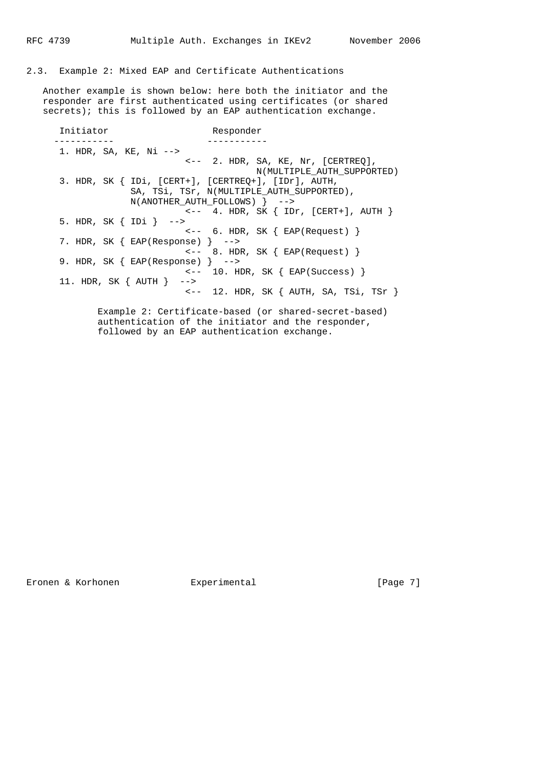## 2.3. Example 2: Mixed EAP and Certificate Authentications

Another example is shown below: here both the initiator and the responder are first authenticated using certificates (or shared secrets); this is followed by an EAP authentication exchange.

```
   Initiator                   Responder
  -----------                 -----------
   1. HDR, SA, KE, Ni -->
                          <--  2. HDR, SA, KE, Nr, [CERTREQ],
                                       N(MULTIPLE_AUTH_SUPPORTED)
   3. HDR, SK { IDi, [CERT+], [CERTREQ+], [IDr], AUTH,
               SA, TSi, TSr, N(MULTIPLE_AUTH_SUPPORTED),
               N(ANOTHER_AUTH_FOLLOWS) }  -->
                          <--  4. HDR, SK { IDr, [CERT+], AUTH }
   5. HDR, SK { IDi }  -->
                          <--  6. HDR, SK { EAP(Request) }
   7. HDR, SK { EAP(Response) }  -->
                          <--  8. HDR, SK { EAP(Request) }
   9. HDR, SK { EAP(Response) }  -->
                          <--  10. HDR, SK { EAP(Success) }
   11. HDR, SK { AUTH }  -->
                          <--  12. HDR, SK { AUTH, SA, TSi, TSr }
```

Example 2: Certificate-based (or shared-secret-based) authentication of the initiator and the responder, followed by an EAP authentication exchange.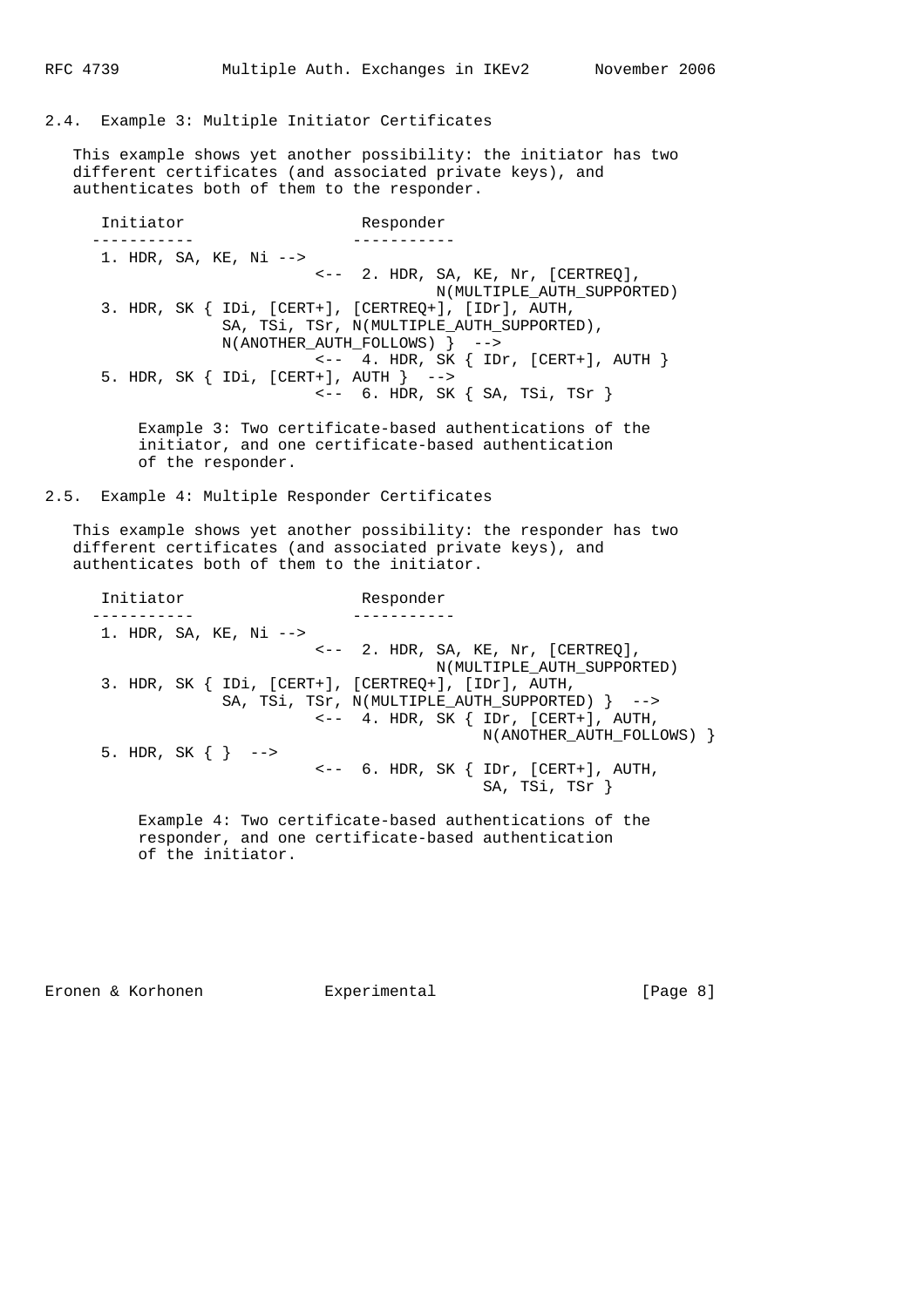## 2.4. Example 3: Multiple Initiator Certificates

This example shows yet another possibility: the initiator has two different certificates (and associated private keys), and authenticates both of them to the responder.

```
   Initiator                   Responder
  -----------                 -----------
   1. HDR, SA, KE, Ni -->
                          <--  2. HDR, SA, KE, Nr, [CERTREQ],
                                     N(MULTIPLE_AUTH_SUPPORTED)
   3. HDR, SK { IDi, [CERT+], [CERTREQ+], [IDr], AUTH,
                SA, TSi, TSr, N(MULTIPLE_AUTH_SUPPORTED),
                N(ANOTHER_AUTH_FOLLOWS) }  -->
                          <--  4. HDR, SK { IDr, [CERT+], AUTH }
   5. HDR, SK { IDi, [CERT+], AUTH }  -->
                          <--  6. HDR, SK { SA, TSi, TSr }
```

Example 3: Two certificate-based authentications of the initiator, and one certificate-based authentication of the responder.

## 2.5. Example 4: Multiple Responder Certificates

This example shows yet another possibility: the responder has two different certificates (and associated private keys), and authenticates both of them to the initiator.

```
   Initiator                   Responder
  -----------                 -----------
   1. HDR, SA, KE, Ni -->
                          <--  2. HDR, SA, KE, Nr, [CERTREQ],
                                     N(MULTIPLE_AUTH_SUPPORTED)
   3. HDR, SK { IDi, [CERT+], [CERTREQ+], [IDr], AUTH,
                SA, TSi, TSr, N(MULTIPLE_AUTH_SUPPORTED) }  -->
                          <--  4. HDR, SK { IDr, [CERT+], AUTH,
                                            N(ANOTHER_AUTH_FOLLOWS) }
   5. HDR, SK { }  -->
                          <--  6. HDR, SK { IDr, [CERT+], AUTH,
                                            SA, TSi, TSr }
```

Example 4: Two certificate-based authentications of the responder, and one certificate-based authentication of the initiator.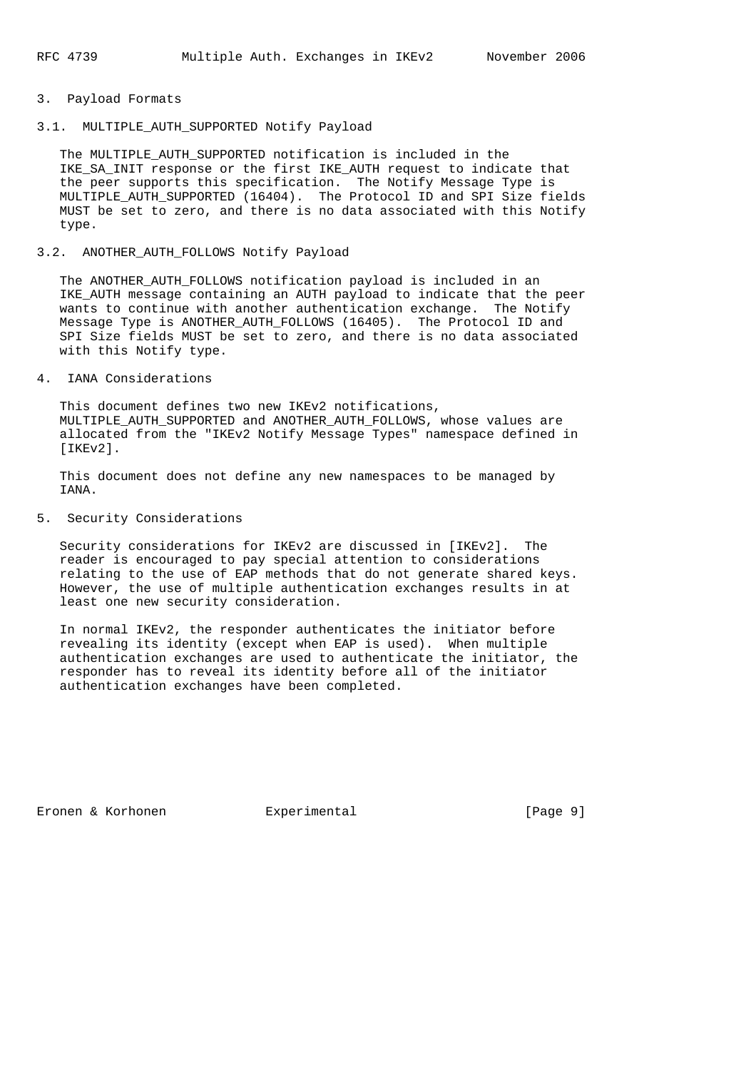## 3. Payload Formats

### 3.1. MULTIPLE_AUTH_SUPPORTED Notify Payload

The MULTIPLE_AUTH_SUPPORTED notification is included in the IKE_SA_INIT response or the first IKE_AUTH request to indicate that the peer supports this specification. The Notify Message Type is MULTIPLE_AUTH_SUPPORTED (16404). The Protocol ID and SPI Size fields MUST be set to zero, and there is no data associated with this Notify type.

### 3.2. ANOTHER_AUTH_FOLLOWS Notify Payload

The ANOTHER_AUTH_FOLLOWS notification payload is included in an IKE_AUTH message containing an AUTH payload to indicate that the peer wants to continue with another authentication exchange. The Notify Message Type is ANOTHER_AUTH_FOLLOWS (16405). The Protocol ID and SPI Size fields MUST be set to zero, and there is no data associated with this Notify type.

## 4. IANA Considerations

This document defines two new IKEv2 notifications, MULTIPLE_AUTH_SUPPORTED and ANOTHER_AUTH_FOLLOWS, whose values are allocated from the "IKEv2 Notify Message Types" namespace defined in [IKEv2].

This document does not define any new namespaces to be managed by IANA.

## 5. Security Considerations

Security considerations for IKEv2 are discussed in [IKEv2]. The reader is encouraged to pay special attention to considerations relating to the use of EAP methods that do not generate shared keys. However, the use of multiple authentication exchanges results in at least one new security consideration.

In normal IKEv2, the responder authenticates the initiator before revealing its identity (except when EAP is used). When multiple authentication exchanges are used to authenticate the initiator, the responder has to reveal its identity before all of the initiator authentication exchanges have been completed.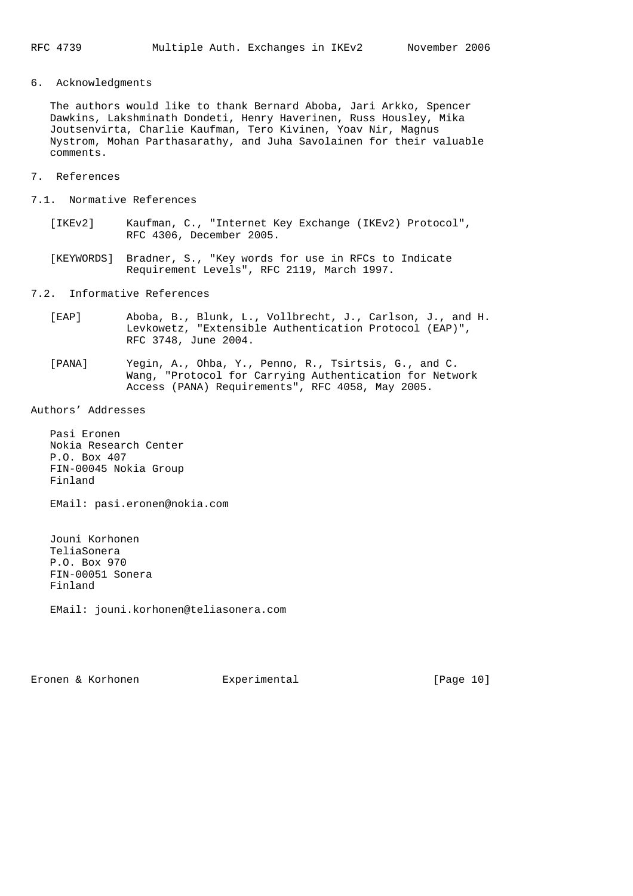## 6. Acknowledgments

The authors would like to thank Bernard Aboba, Jari Arkko, Spencer Dawkins, Lakshminath Dondeti, Henry Haverinen, Russ Housley, Mika Joutsenvirta, Charlie Kaufman, Tero Kivinen, Yoav Nir, Magnus Nystrom, Mohan Parthasarathy, and Juha Savolainen for their valuable comments.

## 7. References

### 7.1. Normative References

[IKEv2] Kaufman, C., "Internet Key Exchange (IKEv2) Protocol", RFC 4306, December 2005.

[KEYWORDS] Bradner, S., "Key words for use in RFCs to Indicate Requirement Levels", RFC 2119, March 1997.

### 7.2. Informative References

[EAP] Aboba, B., Blunk, L., Vollbrecht, J., Carlson, J., and H. Levkowetz, "Extensible Authentication Protocol (EAP)", RFC 3748, June 2004.

[PANA] Yegin, A., Ohba, Y., Penno, R., Tsirtsis, G., and C. Wang, "Protocol for Carrying Authentication for Network Access (PANA) Requirements", RFC 4058, May 2005.

## Authors' Addresses

Pasi Eronen
Nokia Research Center
P.O. Box 407
FIN-00045 Nokia Group
Finland

EMail: pasi.eronen@nokia.com

Jouni Korhonen
TeliaSonera
P.O. Box 970
FIN-00051 Sonera
Finland

EMail: jouni.korhonen@teliasonera.com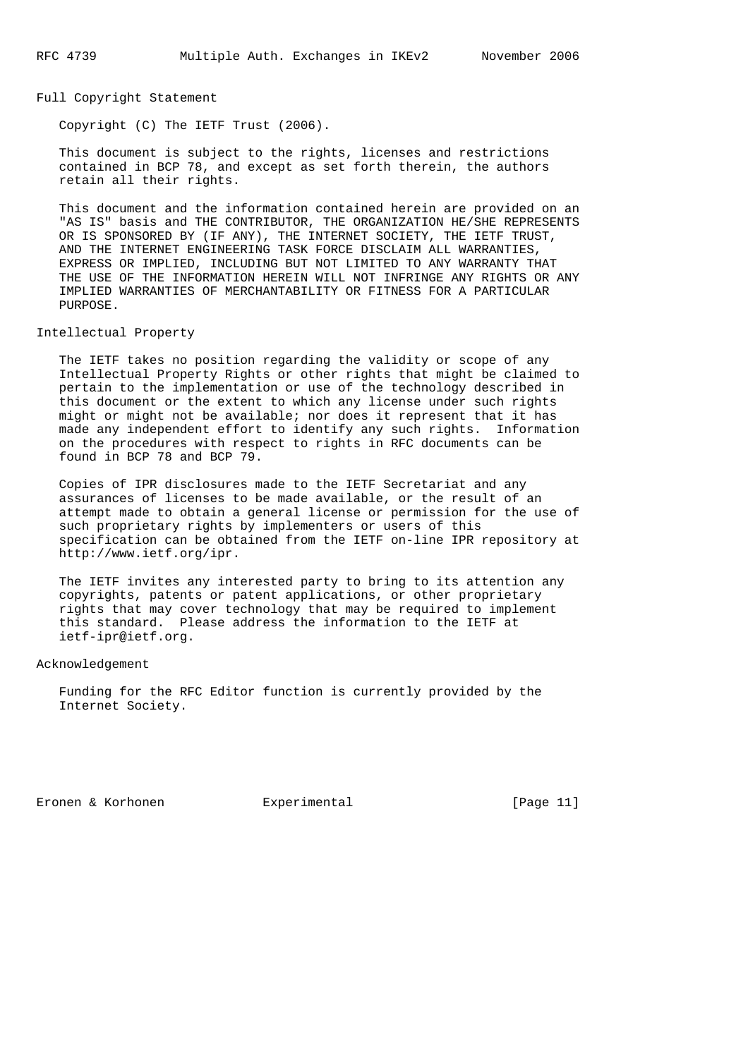## Full Copyright Statement

Copyright (C) The IETF Trust (2006).

This document is subject to the rights, licenses and restrictions contained in BCP 78, and except as set forth therein, the authors retain all their rights.

This document and the information contained herein are provided on an "AS IS" basis and THE CONTRIBUTOR, THE ORGANIZATION HE/SHE REPRESENTS OR IS SPONSORED BY (IF ANY), THE INTERNET SOCIETY, THE IETF TRUST, AND THE INTERNET ENGINEERING TASK FORCE DISCLAIM ALL WARRANTIES, EXPRESS OR IMPLIED, INCLUDING BUT NOT LIMITED TO ANY WARRANTY THAT THE USE OF THE INFORMATION HEREIN WILL NOT INFRINGE ANY RIGHTS OR ANY IMPLIED WARRANTIES OF MERCHANTABILITY OR FITNESS FOR A PARTICULAR PURPOSE.

## Intellectual Property

The IETF takes no position regarding the validity or scope of any Intellectual Property Rights or other rights that might be claimed to pertain to the implementation or use of the technology described in this document or the extent to which any license under such rights might or might not be available; nor does it represent that it has made any independent effort to identify any such rights. Information on the procedures with respect to rights in RFC documents can be found in BCP 78 and BCP 79.

Copies of IPR disclosures made to the IETF Secretariat and any assurances of licenses to be made available, or the result of an attempt made to obtain a general license or permission for the use of such proprietary rights by implementers or users of this specification can be obtained from the IETF on-line IPR repository at http://www.ietf.org/ipr.

The IETF invites any interested party to bring to its attention any copyrights, patents or patent applications, or other proprietary rights that may cover technology that may be required to implement this standard. Please address the information to the IETF at ietf-ipr@ietf.org.

## Acknowledgement

Funding for the RFC Editor function is currently provided by the Internet Society.